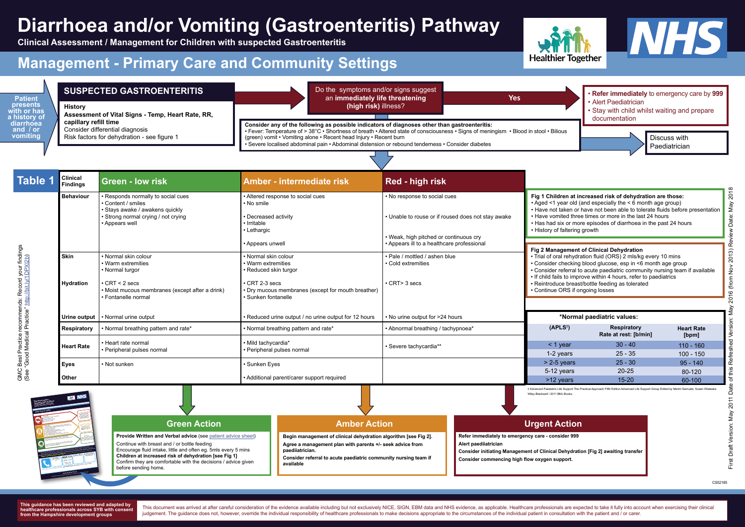# Diarrhoea and/or Vomiting (Gastroenteritis) Pathway

**Clinical Assessment / Management for Children with suspected Gastroenteritis**

Healthier Together

NHS

## Management - Primary Care and Community Settings

**Patient presents with or has a history of diarrhoea and / or vomiting**

### SUSPECTED GASTROENTERITIS

**History**

**Assessment of Vital Signs - Temp, Heart Rate, RR, capillary refill time**

Consider differential diagnosis

Risk factors for dehydration - see figure 1

Do the symptoms and/or signs suggest an **immediately life threatening (high risk)** illness?

**Yes**

- **Refer immediately** to emergency care by **999**
- Alert Paediatrician
- Stay with child whilst waiting and prepare documentation

**Consider any of the following as possible indicators of diagnoses other than gastroenteritis:**

• Fever: Temperature of > 38°C • Shortness of breath • Altered state of consciousness • Signs of meningism • Blood in stool • Bilious (green) vomit • Vomiting alone • Recent head Injury • Recent burn

• Severe localised abdominal pain • Abdominal distension or rebound tenderness • Consider diabetes

Discuss with Paediatrician

## Table 1

| Clinical Findings | Green - low risk | Amber - intermediate risk | Red - high risk |
|---|---|---|---|
| **Behaviour** | • Responds normally to social cues<br>• Content / smiles<br>• Stays awake / awakens quickly<br>• Strong normal crying / not crying<br>• Appears well | • Altered response to social cues<br>• No smile<br>• Decreased activity<br>• Irritable<br>• Lethargic<br>• Appears unwell | • No response to social cues<br>• Unable to rouse or if roused does not stay awake<br>• Weak, high pitched or continuous cry<br>• Appears ill to a healthcare professional |
| **Skin** | • Normal skin colour<br>• Warm extremities<br>• Normal turgor | • Normal skin colour<br>• Warm extremities<br>• Reduced skin turgor | • Pale / mottled / ashen blue<br>• Cold extremities |
| **Hydration** | • CRT < 2 secs<br>• Moist mucous membranes (except after a drink)<br>• Fontanelle normal | • CRT 2-3 secs<br>• Dry mucous membranes (except for mouth breather)<br>• Sunken fontanelle | • CRT> 3 secs |
| **Urine output** | • Normal urine output | • Reduced urine output / no urine output for 12 hours | • No urine output for >24 hours |
| **Respiratory** | • Normal breathing pattern and rate* | • Normal breathing pattern and rate* | • Abnormal breathing / tachypnoea* |
| **Heart Rate** | • Heart rate normal<br>• Peripheral pulses normal | • Mild tachycardia*<br>• Peripheral pulses normal | • Severe tachycardia** |
| **Eyes** | • Not sunken | • Sunken Eyes | |
| **Other** | | • Additional parent/carer support required | |

**Fig 1 Children at increased risk of dehydration are those:**

- Aged <1 year old (and especially the < 6 month age group)
- Have not taken or have not been able to tolerate fluids before presentation
- Have vomited three times or more in the last 24 hours
- Has had six or more episodes of diarrhoea in the past 24 hours
- History of faltering growth

**Fig 2 Management of Clinical Dehydration**

- Trial of oral rehydration fluid (ORS) 2 mls/kg every 10 mins
- Consider checking blood glucose, esp in <6 month age group
- Consider referral to acute paediatric community nursing team if available
- If child fails to improve within 4 hours, refer to paediatrics
- Reintroduce breast/bottle feeding as tolerated
- Continue ORS if ongoing losses

**\*Normal paediatric values:**

| (APLS†) | Respiratory Rate at rest: [b/min] | Heart Rate [bpm] |
|---|---|---|
| < 1 year | 30 - 40 | 110 - 160 |
| 1-2 years | 25 - 35 | 100 - 150 |
| > 2-5 years | 25 - 30 | 95 - 140 |
| 5-12 years | 20-25 | 80-120 |
| >12 years | 15-20 | 60-100 |

† Advanced Paediatric Life Support The Practical Approach Fifth Edition Advanced Life Support Group Edited by Martin Samuels; Susan Wieteska Wiley-Blackwell / 2011 BMJ Books.

### Green Action

**Provide Written and Verbal advice** (see patient advice sheet)

Continue with breast and / or bottle feeding

Encourage fluid intake, little and often eg. 5mls every 5 mins

**Children at increased risk of dehydration [see Fig 1]**

Confirm they are comfortable with the decisions / advice given before sending home.

### Amber Action

**Begin management of clinical dehydration algorithm [see Fig 2].**

**Agree a management plan with parents +/- seek advice from paediiatrician.**

**Consider referral to acute paediatric community nursing team if available**

### Urgent Action

**Refer immediately to emergency care - consider 999**

**Alert paediatrician**

**Consider initiating Management of Clinical Dehydration [Fig 2] awaiting transfer**

**Consider commencing high flow oxygen support.**

GMC Best Practice recommends: Record your findings (See "Good Medical Practice" http://bit.ly/1DPX12b)

First Draft Version: May 2011 Date of this Refreshed Version: May 2016 (from Nov 2013) Review Date: May 2018

CS52185

**This guidance has been reviewed and adapted by healthcare professionals across SYB with consent from the Hampshire development groups**

This document was arrived at after careful consideration of the evidence available including but not exclusively NICE, SIGN, EBM data and NHS evidence, as applicable. Healthcare professionals are expected to take it fully into account when exercising their clinical judgement. The guidance does not, however, override the individual responsibility of healthcare professionals to make decisions appropriate to the circumstances of the individual patient in consultation with the patient and / or carer.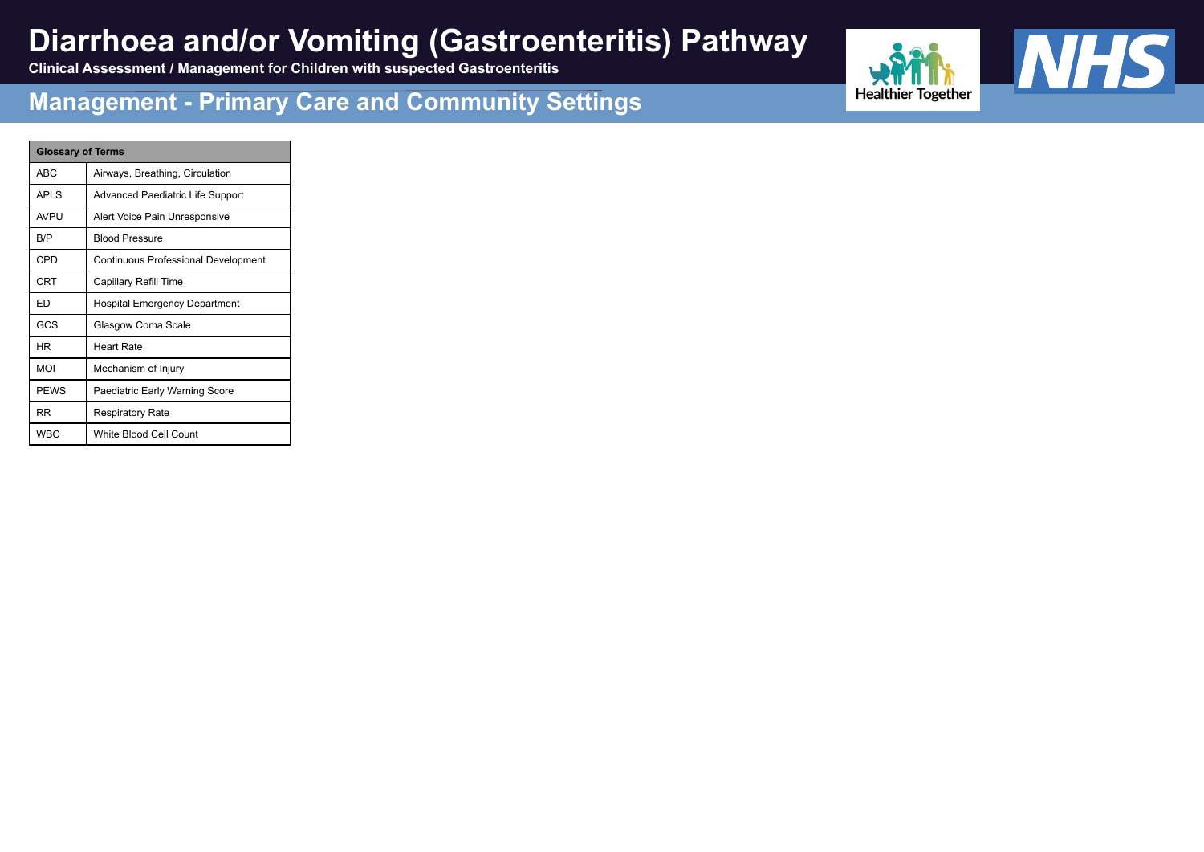# Diarrhoea and/or Vomiting (Gastroenteritis) Pathway

**Clinical Assessment / Management for Children with suspected Gastroenteritis**

## Management - Primary Care and Community Settings

| Glossary of Terms | |
|---|---|
| ABC | Airways, Breathing, Circulation |
| APLS | Advanced Paediatric Life Support |
| AVPU | Alert Voice Pain Unresponsive |
| B/P | Blood Pressure |
| CPD | Continuous Professional Development |
| CRT | Capillary Refill Time |
| ED | Hospital Emergency Department |
| GCS | Glasgow Coma Scale |
| HR | Heart Rate |
| MOI | Mechanism of Injury |
| PEWS | Paediatric Early Warning Score |
| RR | Respiratory Rate |
| WBC | White Blood Cell Count |